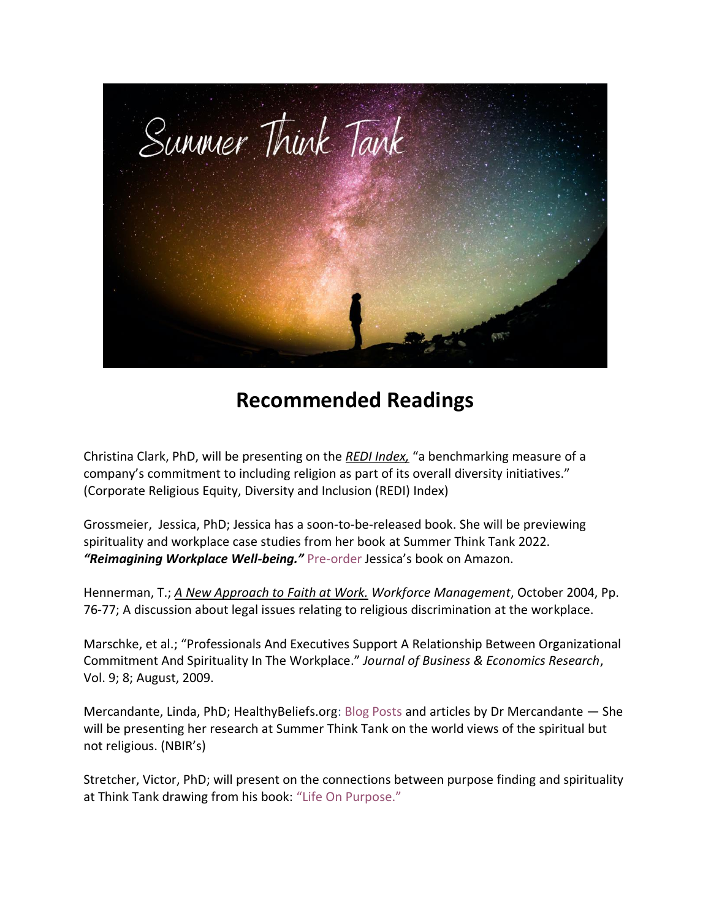# Recommended Readings

Christina Clark, PhD, will be presenting on the ***REDI Index,*** "a benchmarking measure of a company's commitment to including religion as part of its overall diversity initiatives." (Corporate Religious Equity, Diversity and Inclusion (REDI) Index)

Grossmeier, Jessica, PhD; Jessica has a soon-to-be-released book. She will be previewing spirituality and workplace case studies from her book at Summer Think Tank 2022. ***"Reimagining Workplace Well-being."*** Pre-order Jessica's book on Amazon.

Hennerman, T.; *A New Approach to Faith at Work.* *Workforce Management*, October 2004, Pp. 76-77; A discussion about legal issues relating to religious discrimination at the workplace.

Marschke, et al.; "Professionals And Executives Support A Relationship Between Organizational Commitment And Spirituality In The Workplace." *Journal of Business & Economics Research*, Vol. 9; 8; August, 2009.

Mercandante, Linda, PhD; HealthyBeliefs.org: Blog Posts and articles by Dr Mercandante — She will be presenting her research at Summer Think Tank on the world views of the spiritual but not religious. (NBIR's)

Stretcher, Victor, PhD; will present on the connections between purpose finding and spirituality at Think Tank drawing from his book: "Life On Purpose."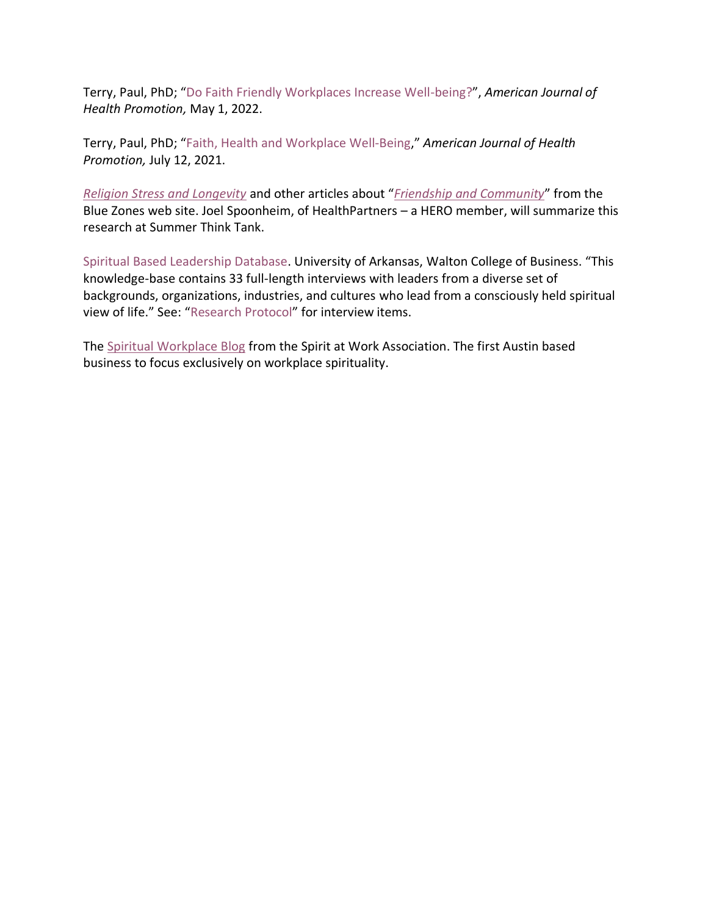Terry, Paul, PhD; "Do Faith Friendly Workplaces Increase Well-being?", *American Journal of Health Promotion,* May 1, 2022.

Terry, Paul, PhD; "Faith, Health and Workplace Well-Being," *American Journal of Health Promotion,* July 12, 2021.

*Religion Stress and Longevity* and other articles about "*Friendship and Community*" from the Blue Zones web site. Joel Spoonheim, of HealthPartners – a HERO member, will summarize this research at Summer Think Tank.

Spiritual Based Leadership Database. University of Arkansas, Walton College of Business. "This knowledge-base contains 33 full-length interviews with leaders from a diverse set of backgrounds, organizations, industries, and cultures who lead from a consciously held spiritual view of life." See: "Research Protocol" for interview items.

The Spiritual Workplace Blog from the Spirit at Work Association. The first Austin based business to focus exclusively on workplace spirituality.